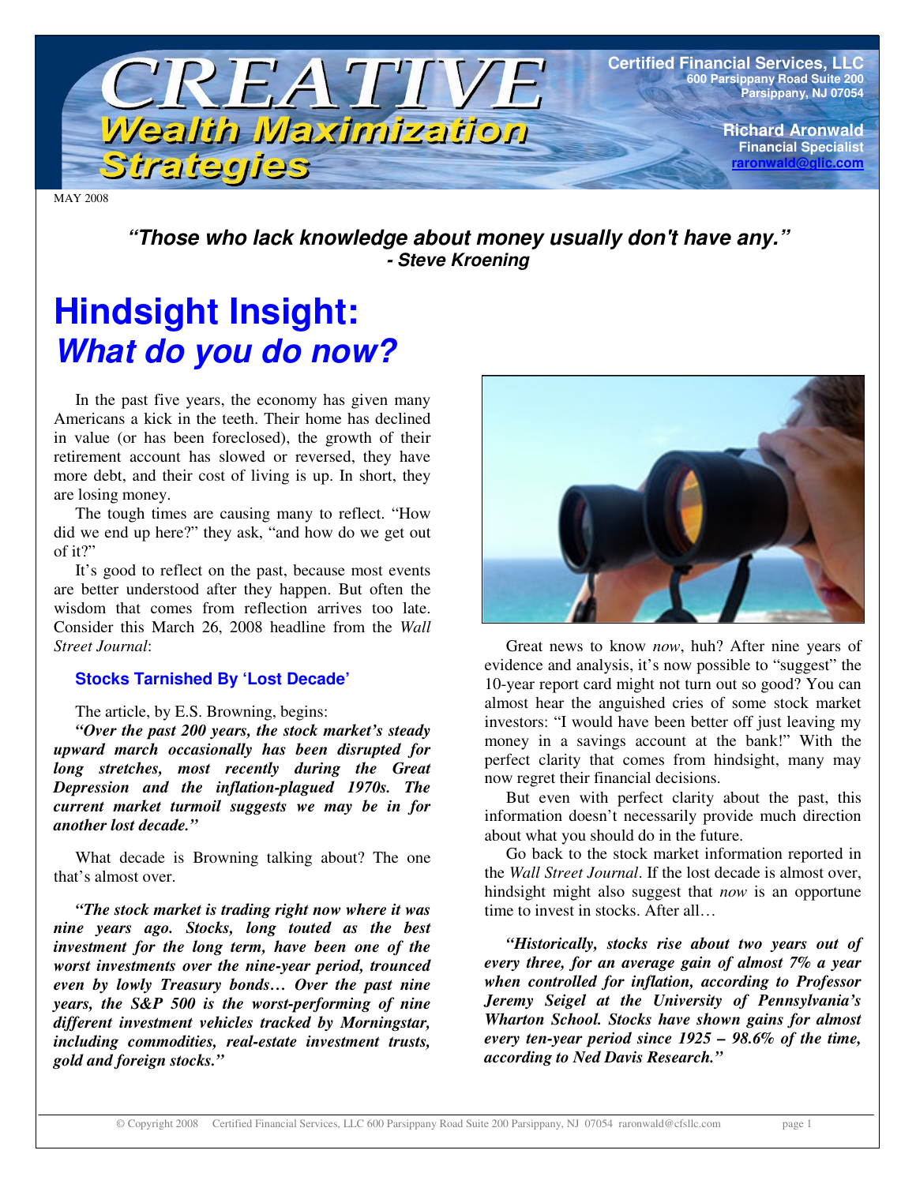# CREATIVE Wealth Maximization Strategies

**Certified Financial Services, LLC**
600 Parsippany Road Suite 200
Parsippany, NJ 07054

**Richard Aronwald**
Financial Specialist
raronwald@glic.com

MAY 2008

***"Those who lack knowledge about money usually don't have any."***
***- Steve Kroening***

# Hindsight Insight: *What do you do now?*

In the past five years, the economy has given many Americans a kick in the teeth. Their home has declined in value (or has been foreclosed), the growth of their retirement account has slowed or reversed, they have more debt, and their cost of living is up. In short, they are losing money.

The tough times are causing many to reflect. "How did we end up here?" they ask, "and how do we get out of it?"

It's good to reflect on the past, because most events are better understood after they happen. But often the wisdom that comes from reflection arrives too late. Consider this March 26, 2008 headline from the *Wall Street Journal*:

### Stocks Tarnished By 'Lost Decade'

The article, by E.S. Browning, begins:

***"Over the past 200 years, the stock market's steady upward march occasionally has been disrupted for long stretches, most recently during the Great Depression and the inflation-plagued 1970s. The current market turmoil suggests we may be in for another lost decade."***

What decade is Browning talking about? The one that's almost over.

***"The stock market is trading right now where it was nine years ago. Stocks, long touted as the best investment for the long term, have been one of the worst investments over the nine-year period, trounced even by lowly Treasury bonds… Over the past nine years, the S&P 500 is the worst-performing of nine different investment vehicles tracked by Morningstar, including commodities, real-estate investment trusts, gold and foreign stocks."***

Great news to know *now*, huh? After nine years of evidence and analysis, it's now possible to "suggest" the 10-year report card might not turn out so good? You can almost hear the anguished cries of some stock market investors: "I would have been better off just leaving my money in a savings account at the bank!" With the perfect clarity that comes from hindsight, many may now regret their financial decisions.

But even with perfect clarity about the past, this information doesn't necessarily provide much direction about what you should do in the future.

Go back to the stock market information reported in the *Wall Street Journal*. If the lost decade is almost over, hindsight might also suggest that *now* is an opportune time to invest in stocks. After all…

***"Historically, stocks rise about two years out of every three, for an average gain of almost 7% a year when controlled for inflation, according to Professor Jeremy Seigel at the University of Pennsylvania's Wharton School. Stocks have shown gains for almost every ten-year period since 1925 – 98.6% of the time, according to Ned Davis Research."***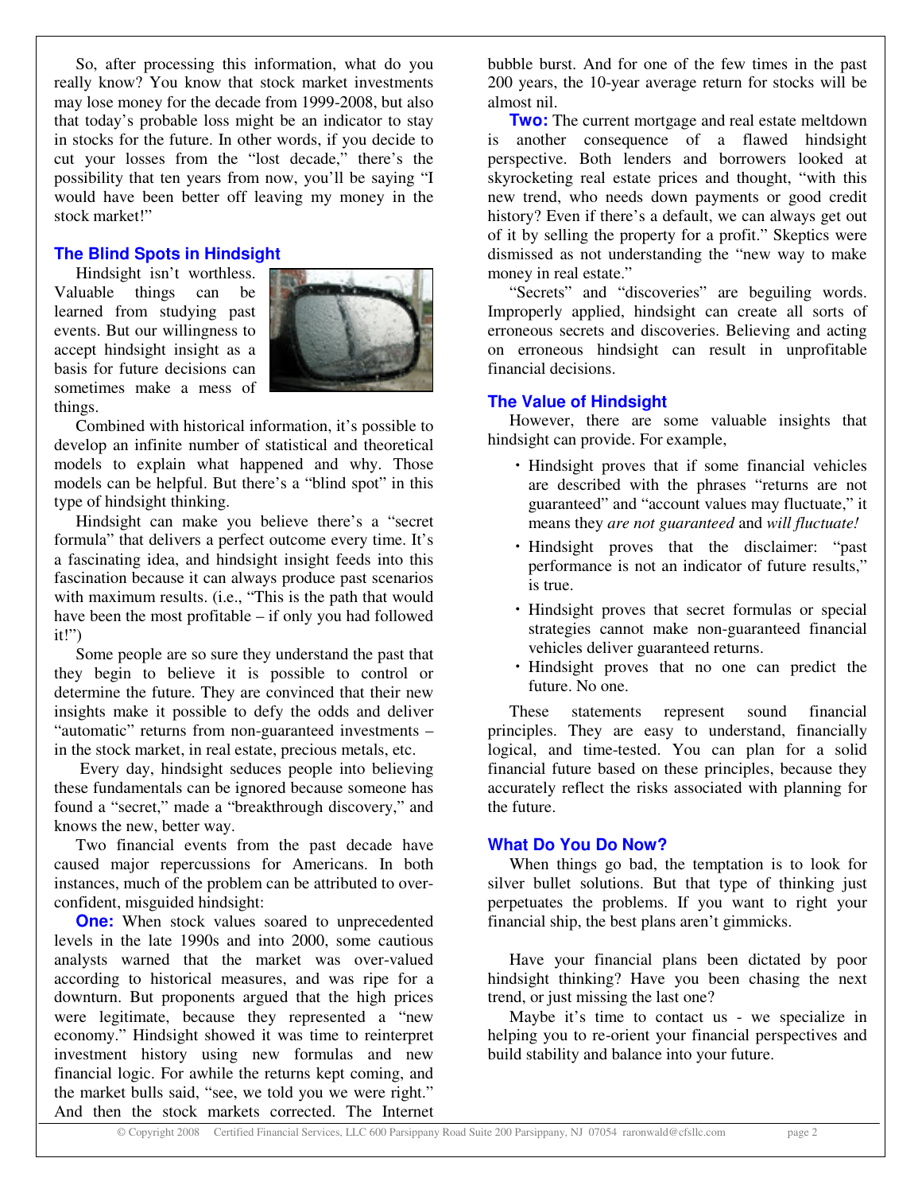So, after processing this information, what do you really know? You know that stock market investments may lose money for the decade from 1999-2008, but also that today's probable loss might be an indicator to stay in stocks for the future. In other words, if you decide to cut your losses from the "lost decade," there's the possibility that ten years from now, you'll be saying "I would have been better off leaving my money in the stock market!"

## The Blind Spots in Hindsight

Hindsight isn't worthless. Valuable things can be learned from studying past events. But our willingness to accept hindsight insight as a basis for future decisions can sometimes make a mess of things.

Combined with historical information, it's possible to develop an infinite number of statistical and theoretical models to explain what happened and why. Those models can be helpful. But there's a "blind spot" in this type of hindsight thinking.

Hindsight can make you believe there's a "secret formula" that delivers a perfect outcome every time. It's a fascinating idea, and hindsight insight feeds into this fascination because it can always produce past scenarios with maximum results. (i.e., "This is the path that would have been the most profitable – if only you had followed it!")

Some people are so sure they understand the past that they begin to believe it is possible to control or determine the future. They are convinced that their new insights make it possible to defy the odds and deliver "automatic" returns from non-guaranteed investments – in the stock market, in real estate, precious metals, etc.

Every day, hindsight seduces people into believing these fundamentals can be ignored because someone has found a "secret," made a "breakthrough discovery," and knows the new, better way.

Two financial events from the past decade have caused major repercussions for Americans. In both instances, much of the problem can be attributed to over-confident, misguided hindsight:

**One:** When stock values soared to unprecedented levels in the late 1990s and into 2000, some cautious analysts warned that the market was over-valued according to historical measures, and was ripe for a downturn. But proponents argued that the high prices were legitimate, because they represented a "new economy." Hindsight showed it was time to reinterpret investment history using new formulas and new financial logic. For awhile the returns kept coming, and the market bulls said, "see, we told you we were right." And then the stock markets corrected. The Internet bubble burst. And for one of the few times in the past 200 years, the 10-year average return for stocks will be almost nil.

**Two:** The current mortgage and real estate meltdown is another consequence of a flawed hindsight perspective. Both lenders and borrowers looked at skyrocketing real estate prices and thought, "with this new trend, who needs down payments or good credit history? Even if there's a default, we can always get out of it by selling the property for a profit." Skeptics were dismissed as not understanding the "new way to make money in real estate."

"Secrets" and "discoveries" are beguiling words. Improperly applied, hindsight can create all sorts of erroneous secrets and discoveries. Believing and acting on erroneous hindsight can result in unprofitable financial decisions.

## The Value of Hindsight

However, there are some valuable insights that hindsight can provide. For example,

- Hindsight proves that if some financial vehicles are described with the phrases "returns are not guaranteed" and "account values may fluctuate," it means they *are not guaranteed* and *will fluctuate!*
- Hindsight proves that the disclaimer: "past performance is not an indicator of future results," is true.
- Hindsight proves that secret formulas or special strategies cannot make non-guaranteed financial vehicles deliver guaranteed returns.
- Hindsight proves that no one can predict the future. No one.

These statements represent sound financial principles. They are easy to understand, financially logical, and time-tested. You can plan for a solid financial future based on these principles, because they accurately reflect the risks associated with planning for the future.

## What Do You Do Now?

When things go bad, the temptation is to look for silver bullet solutions. But that type of thinking just perpetuates the problems. If you want to right your financial ship, the best plans aren't gimmicks.

Have your financial plans been dictated by poor hindsight thinking? Have you been chasing the next trend, or just missing the last one?

Maybe it's time to contact us - we specialize in helping you to re-orient your financial perspectives and build stability and balance into your future.

© Copyright 2008 Certified Financial Services, LLC 600 Parsippany Road Suite 200 Parsippany, NJ 07054 raronwald@cfsllc.com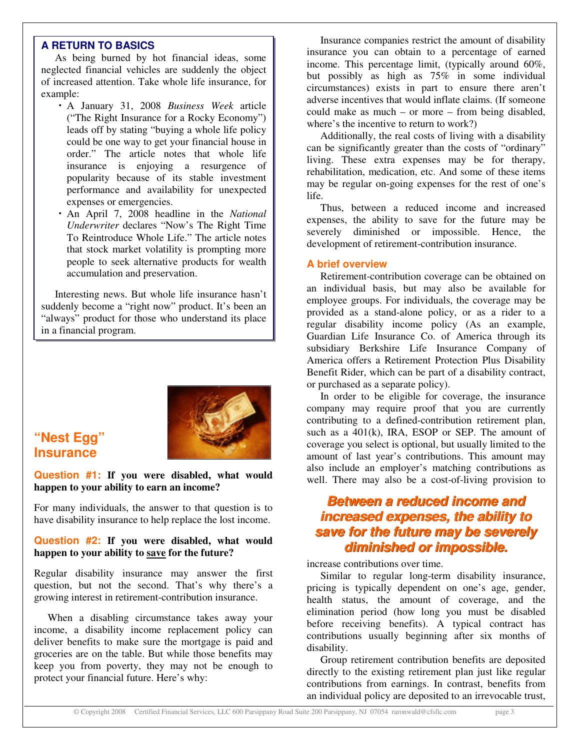## A RETURN TO BASICS

As being burned by hot financial ideas, some neglected financial vehicles are suddenly the object of increased attention. Take whole life insurance, for example:

- A January 31, 2008 *Business Week* article ("The Right Insurance for a Rocky Economy") leads off by stating "buying a whole life policy could be one way to get your financial house in order." The article notes that whole life insurance is enjoying a resurgence of popularity because of its stable investment performance and availability for unexpected expenses or emergencies.
- An April 7, 2008 headline in the *National Underwriter* declares "Now's The Right Time To Reintroduce Whole Life." The article notes that stock market volatility is prompting more people to seek alternative products for wealth accumulation and preservation.

Interesting news. But whole life insurance hasn't suddenly become a "right now" product. It's been an "always" product for those who understand its place in a financial program.

## "Nest Egg" Insurance

**Question #1: If you were disabled, what would happen to your ability to earn an income?**

For many individuals, the answer to that question is to have disability insurance to help replace the lost income.

**Question #2: If you were disabled, what would happen to your ability to <u>save</u> for the future?**

Regular disability insurance may answer the first question, but not the second. That's why there's a growing interest in retirement-contribution insurance.

When a disabling circumstance takes away your income, a disability income replacement policy can deliver benefits to make sure the mortgage is paid and groceries are on the table. But while those benefits may keep you from poverty, they may not be enough to protect your financial future. Here's why:

Insurance companies restrict the amount of disability insurance you can obtain to a percentage of earned income. This percentage limit, (typically around 60%, but possibly as high as 75% in some individual circumstances) exists in part to ensure there aren't adverse incentives that would inflate claims. (If someone could make as much – or more – from being disabled, where's the incentive to return to work?)

Additionally, the real costs of living with a disability can be significantly greater than the costs of "ordinary" living. These extra expenses may be for therapy, rehabilitation, medication, etc. And some of these items may be regular on-going expenses for the rest of one's life.

Thus, between a reduced income and increased expenses, the ability to save for the future may be severely diminished or impossible. Hence, the development of retirement-contribution insurance.

### A brief overview

Retirement-contribution coverage can be obtained on an individual basis, but may also be available for employee groups. For individuals, the coverage may be provided as a stand-alone policy, or as a rider to a regular disability income policy (As an example, Guardian Life Insurance Co. of America through its subsidiary Berkshire Life Insurance Company of America offers a Retirement Protection Plus Disability Benefit Rider, which can be part of a disability contract, or purchased as a separate policy).

In order to be eligible for coverage, the insurance company may require proof that you are currently contributing to a defined-contribution retirement plan, such as a 401(k), IRA, ESOP or SEP. The amount of coverage you select is optional, but usually limited to the amount of last year's contributions. This amount may also include an employer's matching contributions as well. There may also be a cost-of-living provision to increase contributions over time.

***Between a reduced income and increased expenses, the ability to save for the future may be severely diminished or impossible.***

Similar to regular long-term disability insurance, pricing is typically dependent on one's age, gender, health status, the amount of coverage, and the elimination period (how long you must be disabled before receiving benefits). A typical contract has contributions usually beginning after six months of disability.

Group retirement contribution benefits are deposited directly to the existing retirement plan just like regular contributions from earnings. In contrast, benefits from an individual policy are deposited to an irrevocable trust,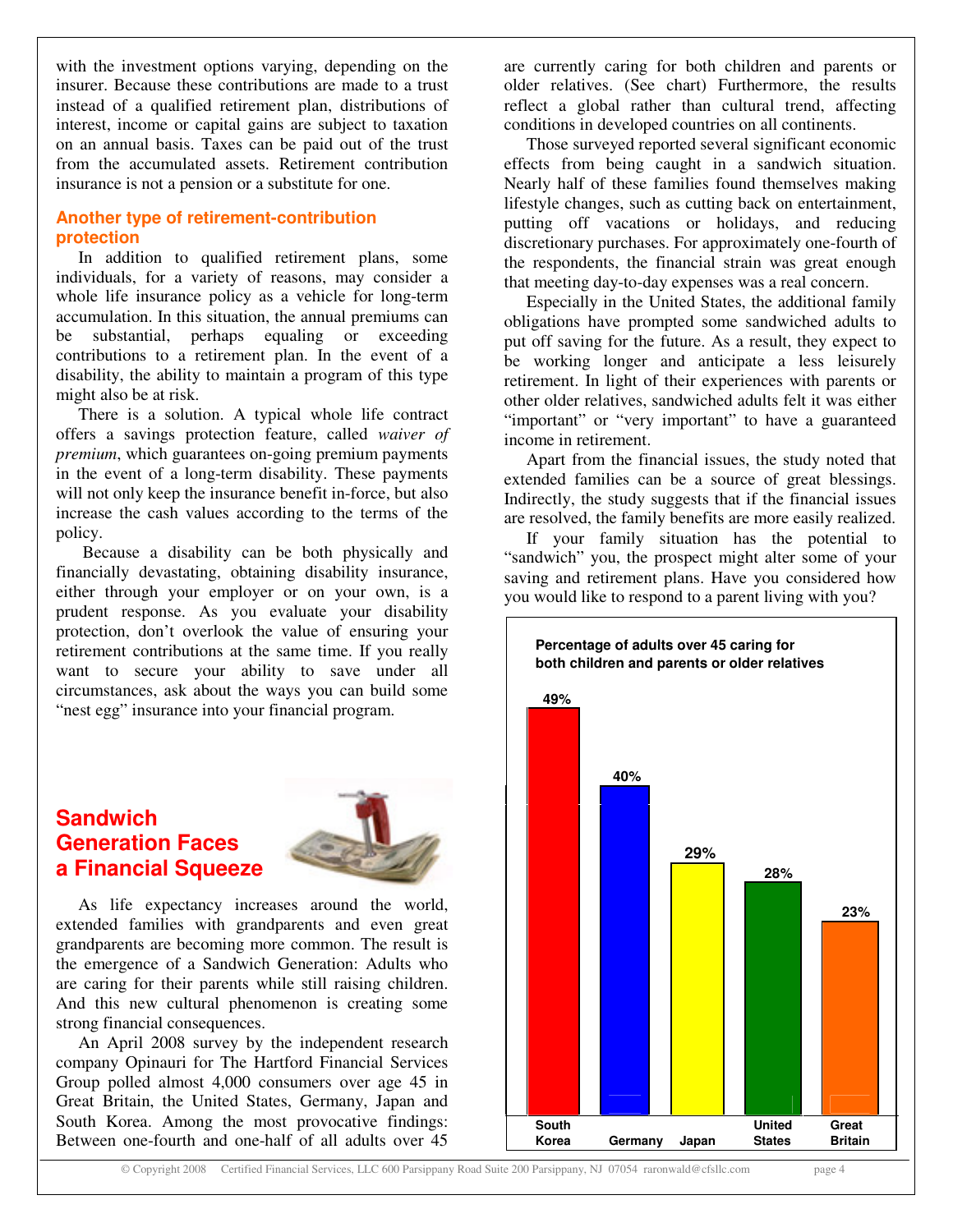with the investment options varying, depending on the insurer. Because these contributions are made to a trust instead of a qualified retirement plan, distributions of interest, income or capital gains are subject to taxation on an annual basis. Taxes can be paid out of the trust from the accumulated assets. Retirement contribution insurance is not a pension or a substitute for one.

### Another type of retirement-contribution protection

In addition to qualified retirement plans, some individuals, for a variety of reasons, may consider a whole life insurance policy as a vehicle for long-term accumulation. In this situation, the annual premiums can be substantial, perhaps equaling or exceeding contributions to a retirement plan. In the event of a disability, the ability to maintain a program of this type might also be at risk.

There is a solution. A typical whole life contract offers a savings protection feature, called *waiver of premium*, which guarantees on-going premium payments in the event of a long-term disability. These payments will not only keep the insurance benefit in-force, but also increase the cash values according to the terms of the policy.

Because a disability can be both physically and financially devastating, obtaining disability insurance, either through your employer or on your own, is a prudent response. As you evaluate your disability protection, don't overlook the value of ensuring your retirement contributions at the same time. If you really want to secure your ability to save under all circumstances, ask about the ways you can build some "nest egg" insurance into your financial program.

## Sandwich Generation Faces a Financial Squeeze

As life expectancy increases around the world, extended families with grandparents and even great grandparents are becoming more common. The result is the emergence of a Sandwich Generation: Adults who are caring for their parents while still raising children. And this new cultural phenomenon is creating some strong financial consequences.

An April 2008 survey by the independent research company Opinauri for The Hartford Financial Services Group polled almost 4,000 consumers over age 45 in Great Britain, the United States, Germany, Japan and South Korea. Among the most provocative findings: Between one-fourth and one-half of all adults over 45 are currently caring for both children and parents or older relatives. (See chart) Furthermore, the results reflect a global rather than cultural trend, affecting conditions in developed countries on all continents.

Those surveyed reported several significant economic effects from being caught in a sandwich situation. Nearly half of these families found themselves making lifestyle changes, such as cutting back on entertainment, putting off vacations or holidays, and reducing discretionary purchases. For approximately one-fourth of the respondents, the financial strain was great enough that meeting day-to-day expenses was a real concern.

Especially in the United States, the additional family obligations have prompted some sandwiched adults to put off saving for the future. As a result, they expect to be working longer and anticipate a less leisurely retirement. In light of their experiences with parents or other older relatives, sandwiched adults felt it was either "important" or "very important" to have a guaranteed income in retirement.

Apart from the financial issues, the study noted that extended families can be a source of great blessings. Indirectly, the study suggests that if the financial issues are resolved, the family benefits are more easily realized.

If your family situation has the potential to "sandwich" you, the prospect might alter some of your saving and retirement plans. Have you considered how you would like to respond to a parent living with you?

**Percentage of adults over 45 caring for both children and parents or older relatives**

| Country | Percentage |
|---|---|
| South Korea | 49% |
| Germany | 40% |
| Japan | 29% |
| United States | 28% |
| Great Britain | 23% |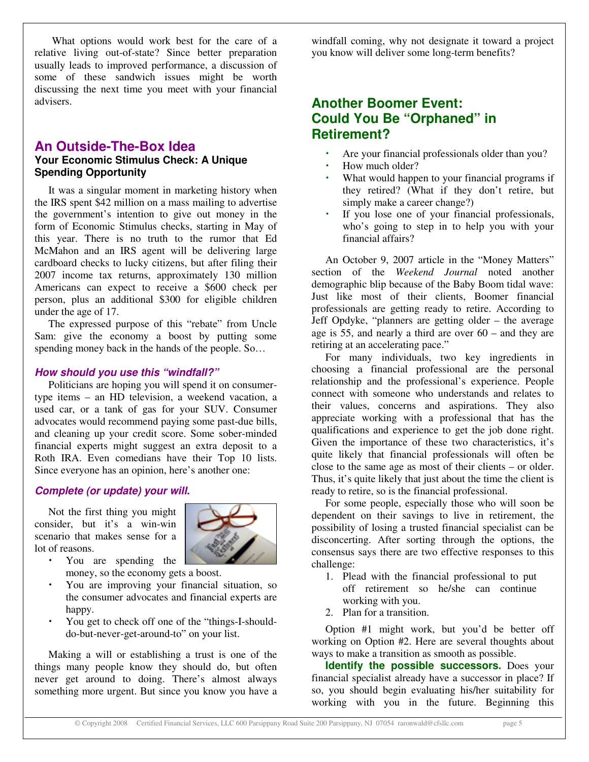What options would work best for the care of a relative living out-of-state? Since better preparation usually leads to improved performance, a discussion of some of these sandwich issues might be worth discussing the next time you meet with your financial advisers.

## An Outside-The-Box Idea

### Your Economic Stimulus Check: A Unique Spending Opportunity

It was a singular moment in marketing history when the IRS spent $42 million on a mass mailing to advertise the government's intention to give out money in the form of Economic Stimulus checks, starting in May of this year. There is no truth to the rumor that Ed McMahon and an IRS agent will be delivering large cardboard checks to lucky citizens, but after filing their 2007 income tax returns, approximately 130 million Americans can expect to receive a $600 check per person, plus an additional $300 for eligible children under the age of 17.

The expressed purpose of this "rebate" from Uncle Sam: give the economy a boost by putting some spending money back in the hands of the people. So…

***How should you use this "windfall?"***

Politicians are hoping you will spend it on consumer-type items – an HD television, a weekend vacation, a used car, or a tank of gas for your SUV. Consumer advocates would recommend paying some past-due bills, and cleaning up your credit score. Some sober-minded financial experts might suggest an extra deposit to a Roth IRA. Even comedians have their Top 10 lists. Since everyone has an opinion, here's another one:

***Complete (or update) your will.***

Not the first thing you might consider, but it's a win-win scenario that makes sense for a lot of reasons.

- You are spending the money, so the economy gets a boost.
- You are improving your financial situation, so the consumer advocates and financial experts are happy.
- You get to check off one of the "things-I-should-do-but-never-get-around-to" on your list.

Making a will or establishing a trust is one of the things many people know they should do, but often never get around to doing. There's almost always something more urgent. But since you know you have a windfall coming, why not designate it toward a project you know will deliver some long-term benefits?

## Another Boomer Event: Could You Be "Orphaned" in Retirement?

- Are your financial professionals older than you?
- How much older?
- What would happen to your financial programs if they retired? (What if they don't retire, but simply make a career change?)
- If you lose one of your financial professionals, who's going to step in to help you with your financial affairs?

An October 9, 2007 article in the "Money Matters" section of the *Weekend Journal* noted another demographic blip because of the Baby Boom tidal wave: Just like most of their clients, Boomer financial professionals are getting ready to retire. According to Jeff Opdyke, "planners are getting older – the average age is 55, and nearly a third are over 60 – and they are retiring at an accelerating pace."

For many individuals, two key ingredients in choosing a financial professional are the personal relationship and the professional's experience. People connect with someone who understands and relates to their values, concerns and aspirations. They also appreciate working with a professional that has the qualifications and experience to get the job done right. Given the importance of these two characteristics, it's quite likely that financial professionals will often be close to the same age as most of their clients – or older. Thus, it's quite likely that just about the time the client is ready to retire, so is the financial professional.

For some people, especially those who will soon be dependent on their savings to live in retirement, the possibility of losing a trusted financial specialist can be disconcerting. After sorting through the options, the consensus says there are two effective responses to this challenge:

1. Plead with the financial professional to put off retirement so he/she can continue working with you.
2. Plan for a transition.

Option #1 might work, but you'd be better off working on Option #2. Here are several thoughts about ways to make a transition as smooth as possible.

**Identify the possible successors.** Does your financial specialist already have a successor in place? If so, you should begin evaluating his/her suitability for working with you in the future. Beginning this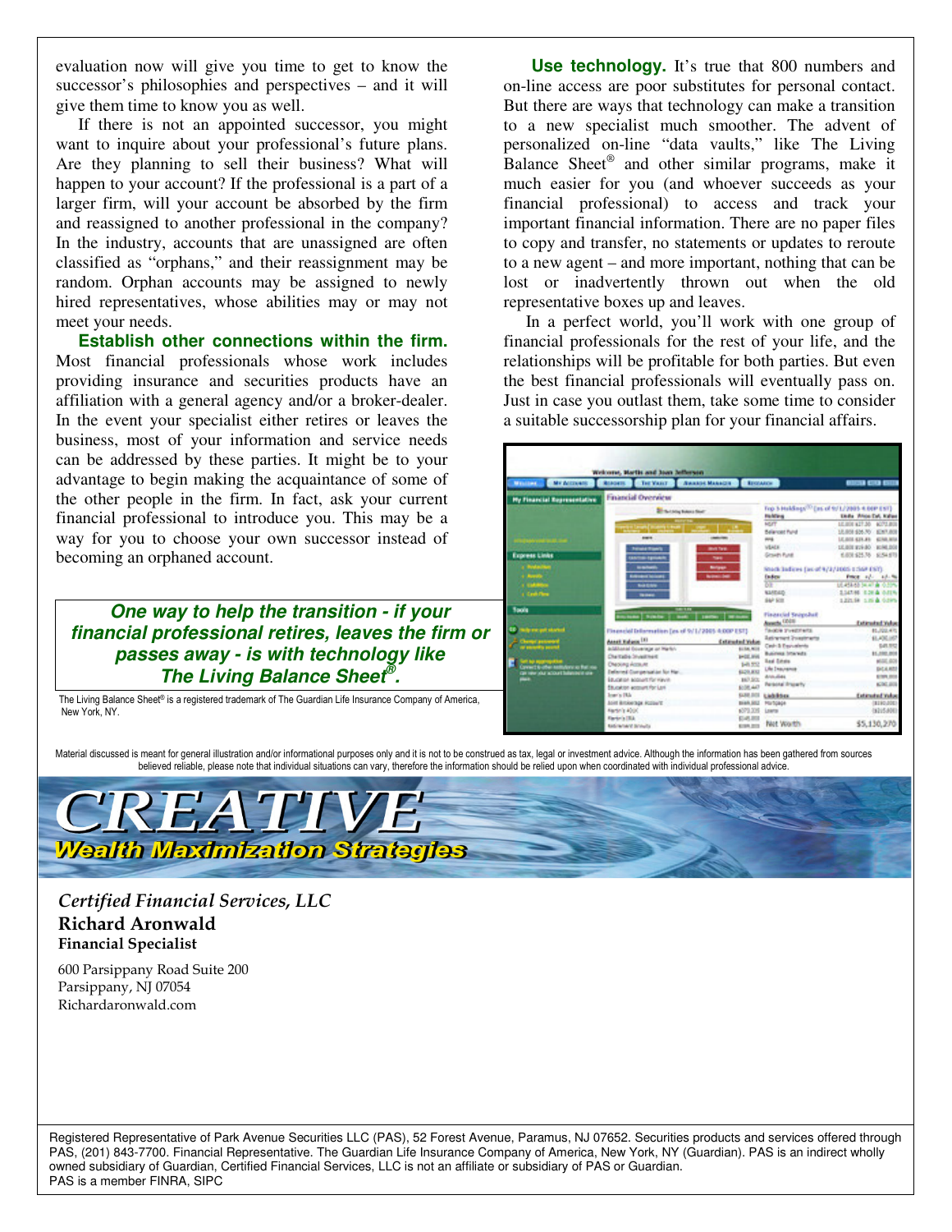evaluation now will give you time to get to know the successor's philosophies and perspectives – and it will give them time to know you as well.

If there is not an appointed successor, you might want to inquire about your professional's future plans. Are they planning to sell their business? What will happen to your account? If the professional is a part of a larger firm, will your account be absorbed by the firm and reassigned to another professional in the company? In the industry, accounts that are unassigned are often classified as "orphans," and their reassignment may be random. Orphan accounts may be assigned to newly hired representatives, whose abilities may or may not meet your needs.

**Establish other connections within the firm.** Most financial professionals whose work includes providing insurance and securities products have an affiliation with a general agency and/or a broker-dealer. In the event your specialist either retires or leaves the business, most of your information and service needs can be addressed by these parties. It might be to your advantage to begin making the acquaintance of some of the other people in the firm. In fact, ask your current financial professional to introduce you. This may be a way for you to choose your own successor instead of becoming an orphaned account.

**Use technology.** It's true that 800 numbers and on-line access are poor substitutes for personal contact. But there are ways that technology can make a transition to a new specialist much smoother. The advent of personalized on-line "data vaults," like The Living Balance Sheet® and other similar programs, make it much easier for you (and whoever succeeds as your financial professional) to access and track your important financial information. There are no paper files to copy and transfer, no statements or updates to reroute to a new agent – and more important, nothing that can be lost or inadvertently thrown out when the old representative boxes up and leaves.

In a perfect world, you'll work with one group of financial professionals for the rest of your life, and the relationships will be profitable for both parties. But even the best financial professionals will eventually pass on. Just in case you outlast them, take some time to consider a suitable successorship plan for your financial affairs.

***One way to help the transition - if your financial professional retires, leaves the firm or passes away - is with technology like The Living Balance Sheet®.***

The Living Balance Sheet® is a registered trademark of The Guardian Life Insurance Company of America, New York, NY.

Material discussed is meant for general illustration and/or informational purposes only and it is not to be construed as tax, legal or investment advice. Although the information has been gathered from sources believed reliable, please note that individual situations can vary, therefore the information should be relied upon when coordinated with individual professional advice.

# CREATIVE
## Wealth Maximization Strategies

*Certified Financial Services, LLC*
**Richard Aronwald**
**Financial Specialist**

600 Parsippany Road Suite 200
Parsippany, NJ 07054
Richardaronwald.com

Registered Representative of Park Avenue Securities LLC (PAS), 52 Forest Avenue, Paramus, NJ 07652. Securities products and services offered through PAS, (201) 843-7700. Financial Representative. The Guardian Life Insurance Company of America, New York, NY (Guardian). PAS is an indirect wholly owned subsidiary of Guardian, Certified Financial Services, LLC is not an affiliate or subsidiary of PAS or Guardian. PAS is a member FINRA, SIPC